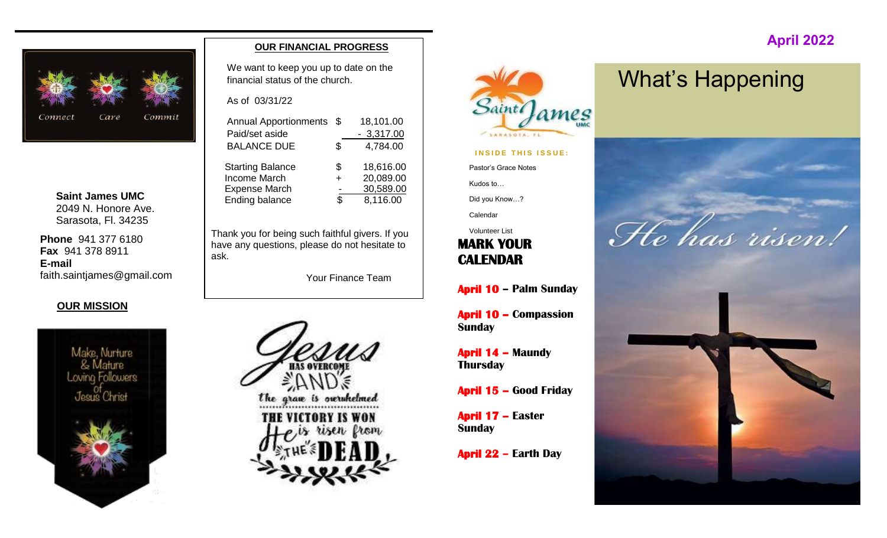**April 2022**

# What's Happening

**Saint James UMC**
2049 N. Honore Ave.
Sarasota, Fl. 34235

**Phone** 941 377 6180
**Fax** 941 378 8911
**E-mail**
faith.saintjames@gmail.com

**OUR MISSION**

Make, Nurture & Mature Loving Followers of Jesus Christ

## OUR FINANCIAL PROGRESS

We want to keep you up to date on the financial status of the church.

As of 03/31/22

| | | |
|---|---|---|
| Annual Apportionments | $ | 18,101.00 |
| Paid/set aside | | - 3,317.00 |
| BALANCE DUE | $ | 4,784.00 |
| Starting Balance | $ | 18,616.00 |
| Income March | + | 20,089.00 |
| Expense March | - | 30,589.00 |
| Ending balance | $ | 8,116.00 |

Thank you for being such faithful givers. If you have any questions, please do not hesitate to ask.

Your Finance Team

**INSIDE THIS ISSUE:**

- Pastor's Grace Notes
- Kudos to…
- Did you Know…?
- Calendar
- Volunteer List

## MARK YOUR CALENDAR

**April 10 – Palm Sunday**

**April 10 – Compassion Sunday**

**April 14 – Maundy Thursday**

**April 15 – Good Friday**

**April 17 – Easter Sunday**

**April 22 – Earth Day**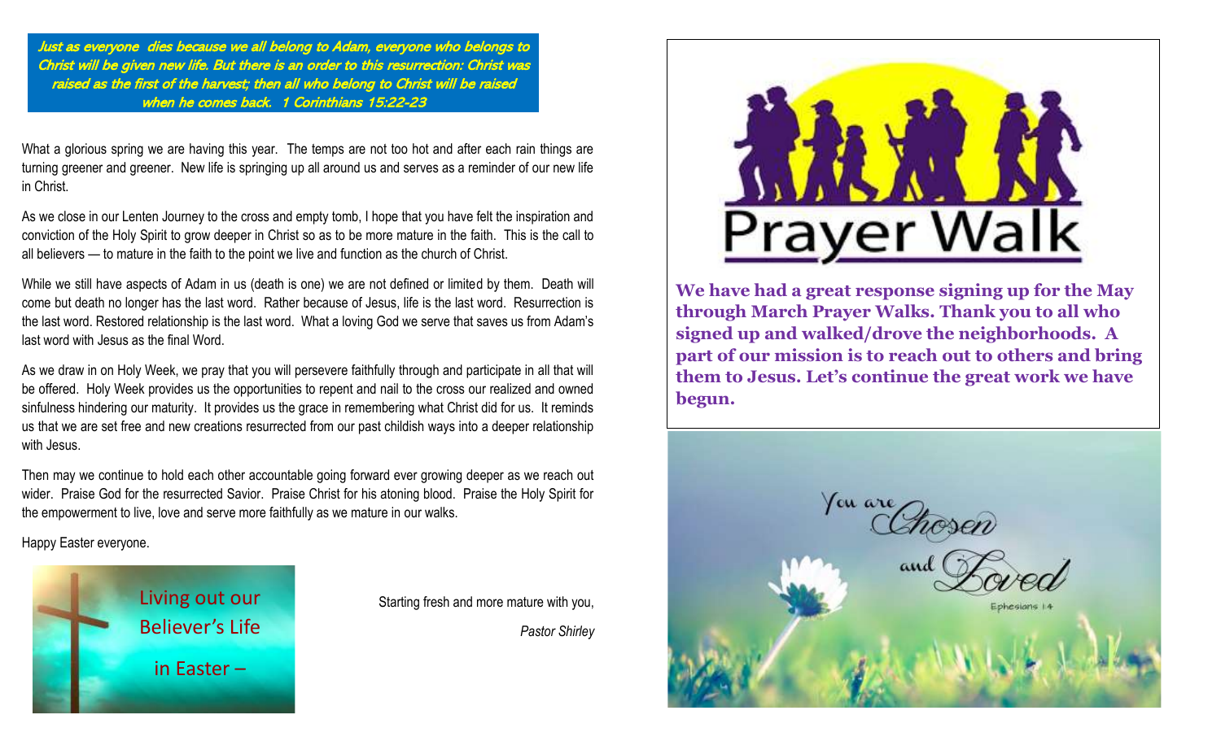*Just as everyone dies because we all belong to Adam, everyone who belongs to Christ will be given new life. But there is an order to this resurrection: Christ was raised as the first of the harvest; then all who belong to Christ will be raised when he comes back. 1 Corinthians 15:22-23*

What a glorious spring we are having this year. The temps are not too hot and after each rain things are turning greener and greener. New life is springing up all around us and serves as a reminder of our new life in Christ.

As we close in our Lenten Journey to the cross and empty tomb, I hope that you have felt the inspiration and conviction of the Holy Spirit to grow deeper in Christ so as to be more mature in the faith. This is the call to all believers — to mature in the faith to the point we live and function as the church of Christ.

While we still have aspects of Adam in us (death is one) we are not defined or limited by them. Death will come but death no longer has the last word. Rather because of Jesus, life is the last word. Resurrection is the last word. Restored relationship is the last word. What a loving God we serve that saves us from Adam's last word with Jesus as the final Word.

As we draw in on Holy Week, we pray that you will persevere faithfully through and participate in all that will be offered. Holy Week provides us the opportunities to repent and nail to the cross our realized and owned sinfulness hindering our maturity. It provides us the grace in remembering what Christ did for us. It reminds us that we are set free and new creations resurrected from our past childish ways into a deeper relationship with Jesus.

Then may we continue to hold each other accountable going forward ever growing deeper as we reach out wider. Praise God for the resurrected Savior. Praise Christ for his atoning blood. Praise the Holy Spirit for the empowerment to live, love and serve more faithfully as we mature in our walks.

Happy Easter everyone.

Living out our Believer's Life in Easter –

Starting fresh and more mature with you,

*Pastor Shirley*

## Prayer Walk

**We have had a great response signing up for the May through March Prayer Walks. Thank you to all who signed up and walked/drove the neighborhoods. A part of our mission is to reach out to others and bring them to Jesus. Let's continue the great work we have begun.**

You are Chosen and Loved

Ephesians 1:4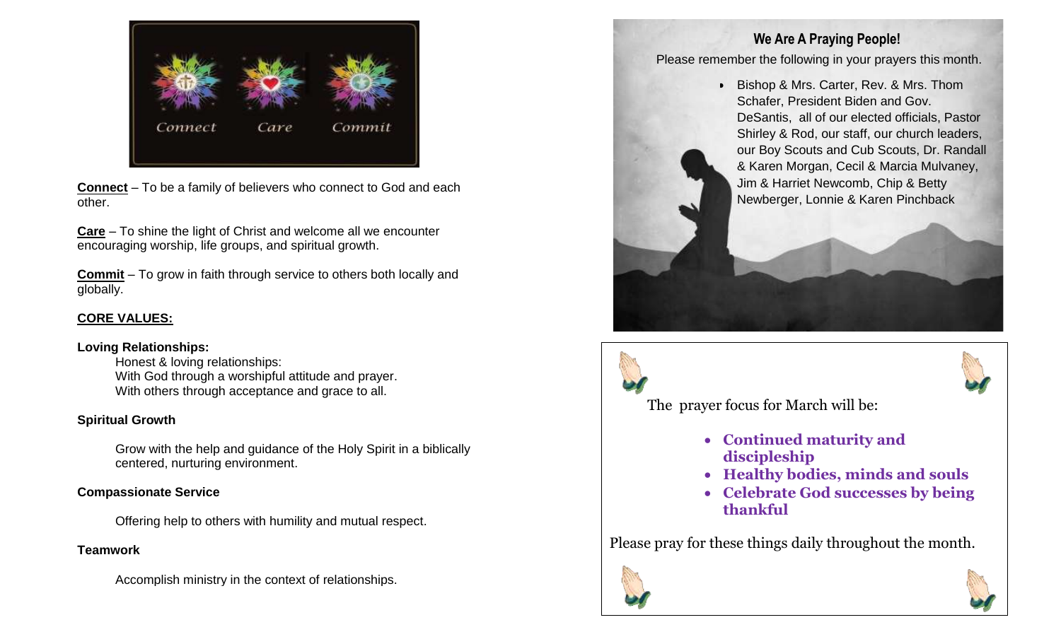Connect Care Commit

**Connect** – To be a family of believers who connect to God and each other.

**Care** – To shine the light of Christ and welcome all we encounter encouraging worship, life groups, and spiritual growth.

**Commit** – To grow in faith through service to others both locally and globally.

**CORE VALUES:**

**Loving Relationships:**

Honest & loving relationships:
With God through a worshipful attitude and prayer.
With others through acceptance and grace to all.

**Spiritual Growth**

Grow with the help and guidance of the Holy Spirit in a biblically centered, nurturing environment.

**Compassionate Service**

Offering help to others with humility and mutual respect.

**Teamwork**

Accomplish ministry in the context of relationships.

## We Are A Praying People!

Please remember the following in your prayers this month.

- Bishop & Mrs. Carter, Rev. & Mrs. Thom Schafer, President Biden and Gov. DeSantis, all of our elected officials, Pastor Shirley & Rod, our staff, our church leaders, our Boy Scouts and Cub Scouts, Dr. Randall & Karen Morgan, Cecil & Marcia Mulvaney, Jim & Harriet Newcomb, Chip & Betty Newberger, Lonnie & Karen Pinchback

The prayer focus for March will be:

- **Continued maturity and discipleship**
- **Healthy bodies, minds and souls**
- **Celebrate God successes by being thankful**

Please pray for these things daily throughout the month.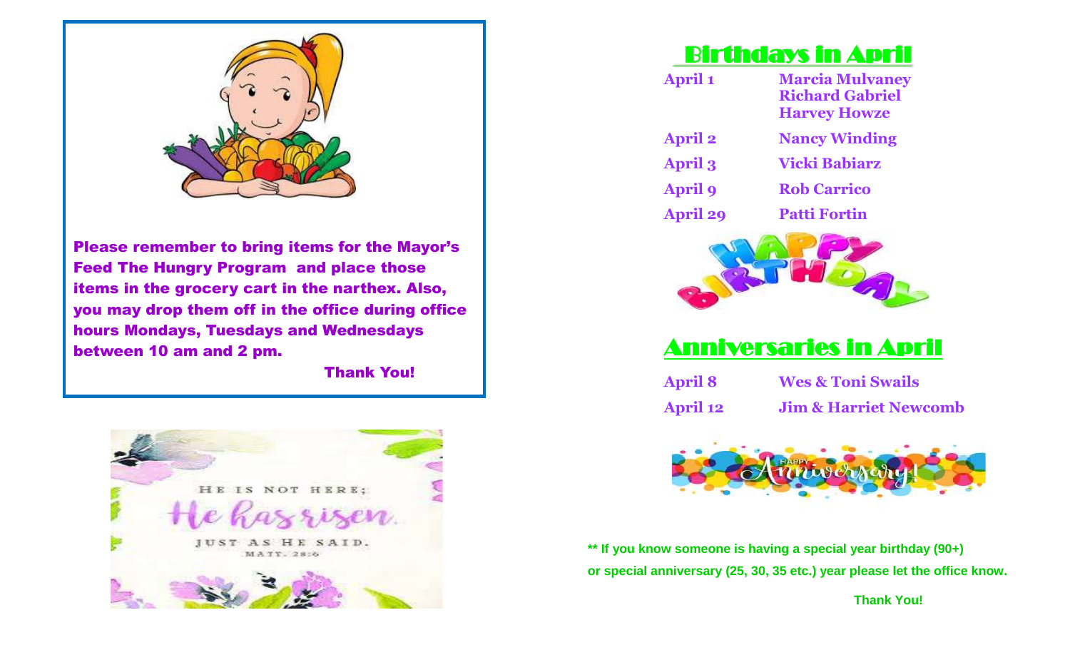Please remember to bring items for the Mayor's Feed The Hungry Program and place those items in the grocery cart in the narthex. Also, you may drop them off in the office during office hours Mondays, Tuesdays and Wednesdays between 10 am and 2 pm.

Thank You!

HE IS NOT HERE;
He has risen.
JUST AS HE SAID.
MATT. 28:6

## Birthdays in April

| | |
|---|---|
| April 1 | Marcia Mulvaney<br>Richard Gabriel<br>Harvey Howze |
| April 2 | Nancy Winding |
| April 3 | Vicki Babiarz |
| April 9 | Rob Carrico |
| April 29 | Patti Fortin |

## Anniversaries in April

| | |
|---|---|
| April 8 | Wes & Toni Swails |
| April 12 | Jim & Harriet Newcomb |

** If you know someone is having a special year birthday (90+) or special anniversary (25, 30, 35 etc.) year please let the office know.

Thank You!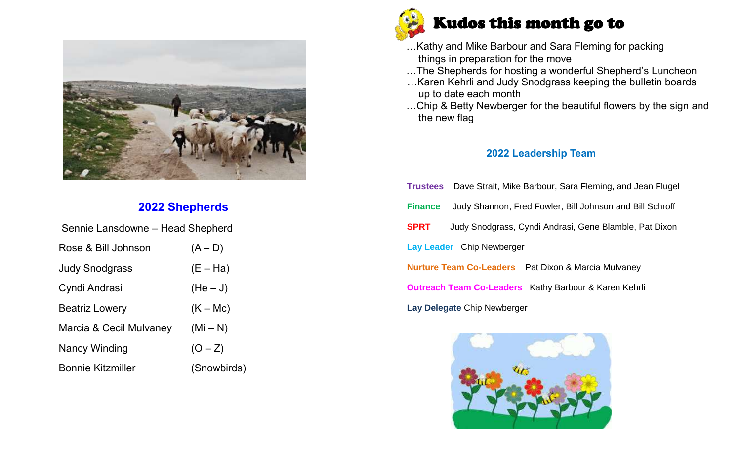## 2022 Shepherds

Sennie Lansdowne – Head Shepherd

| | |
|---|---|
| Rose & Bill Johnson | (A – D) |
| Judy Snodgrass | (E – Ha) |
| Cyndi Andrasi | (He – J) |
| Beatriz Lowery | (K – Mc) |
| Marcia & Cecil Mulvaney | (Mi – N) |
| Nancy Winding | (O – Z) |
| Bonnie Kitzmiller | (Snowbirds) |

## Kudos this month go to

…Kathy and Mike Barbour and Sara Fleming for packing things in preparation for the move

…The Shepherds for hosting a wonderful Shepherd's Luncheon

…Karen Kehrli and Judy Snodgrass keeping the bulletin boards up to date each month

…Chip & Betty Newberger for the beautiful flowers by the sign and the new flag

## 2022 Leadership Team

**Trustees** Dave Strait, Mike Barbour, Sara Fleming, and Jean Flugel

**Finance** Judy Shannon, Fred Fowler, Bill Johnson and Bill Schroff

**SPRT** Judy Snodgrass, Cyndi Andrasi, Gene Blamble, Pat Dixon

**Lay Leader** Chip Newberger

**Nurture Team Co-Leaders** Pat Dixon & Marcia Mulvaney

**Outreach Team Co-Leaders** Kathy Barbour & Karen Kehrli

**Lay Delegate** Chip Newberger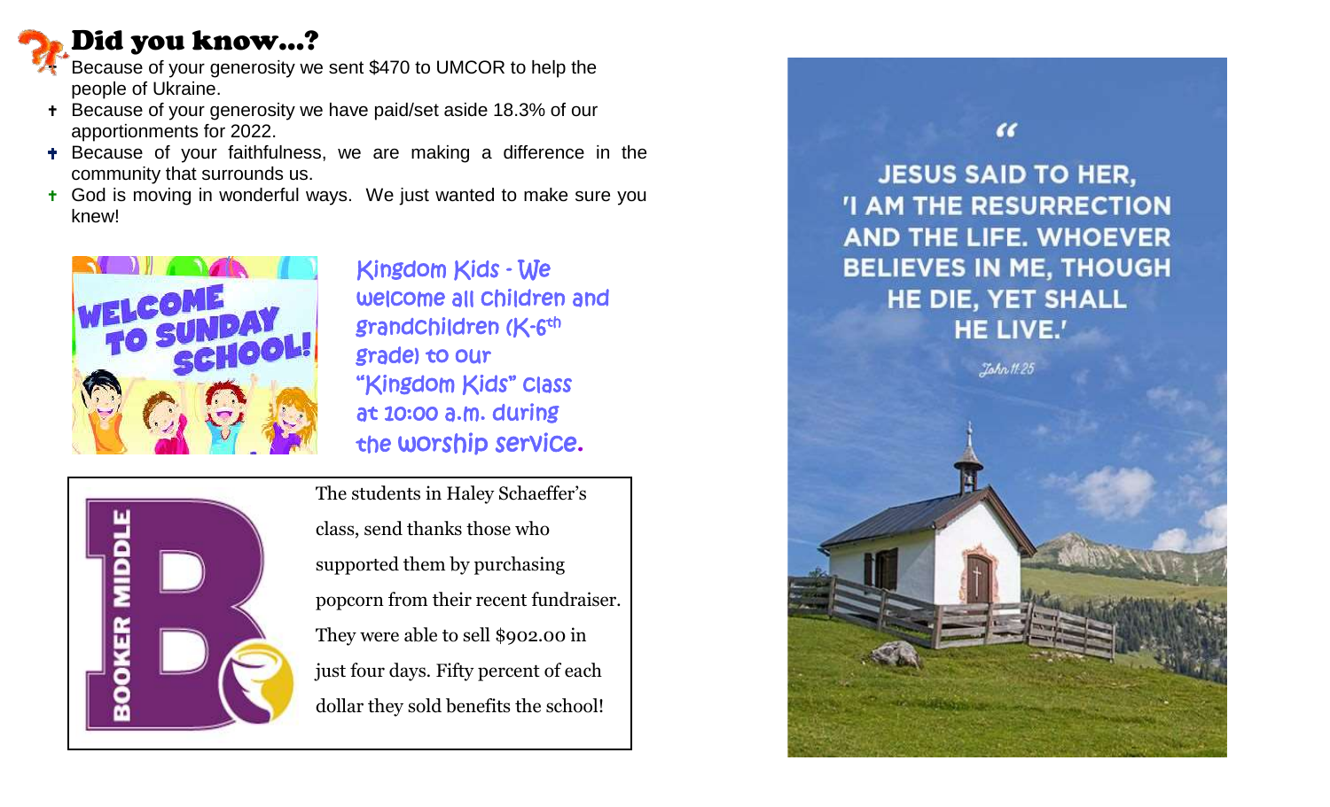# Did you know…?

- Because of your generosity we sent $470 to UMCOR to help the people of Ukraine.
- Because of your generosity we have paid/set aside 18.3% of our apportionments for 2022.
- Because of your faithfulness, we are making a difference in the community that surrounds us.
- God is moving in wonderful ways. We just wanted to make sure you knew!

WELCOME TO SUNDAY SCHOOL!

Kingdom Kids - We welcome all children and grandchildren (K-6th grade) to our "Kingdom Kids" class at 10:00 a.m. during the worship service.

BOOKER MIDDLE

The students in Haley Schaeffer's class, send thanks those who supported them by purchasing popcorn from their recent fundraiser. They were able to sell $902.00 in just four days. Fifty percent of each dollar they sold benefits the school!

"JESUS SAID TO HER, 'I AM THE RESURRECTION AND THE LIFE. WHOEVER BELIEVES IN ME, THOUGH HE DIE, YET SHALL HE LIVE.'

John 11:25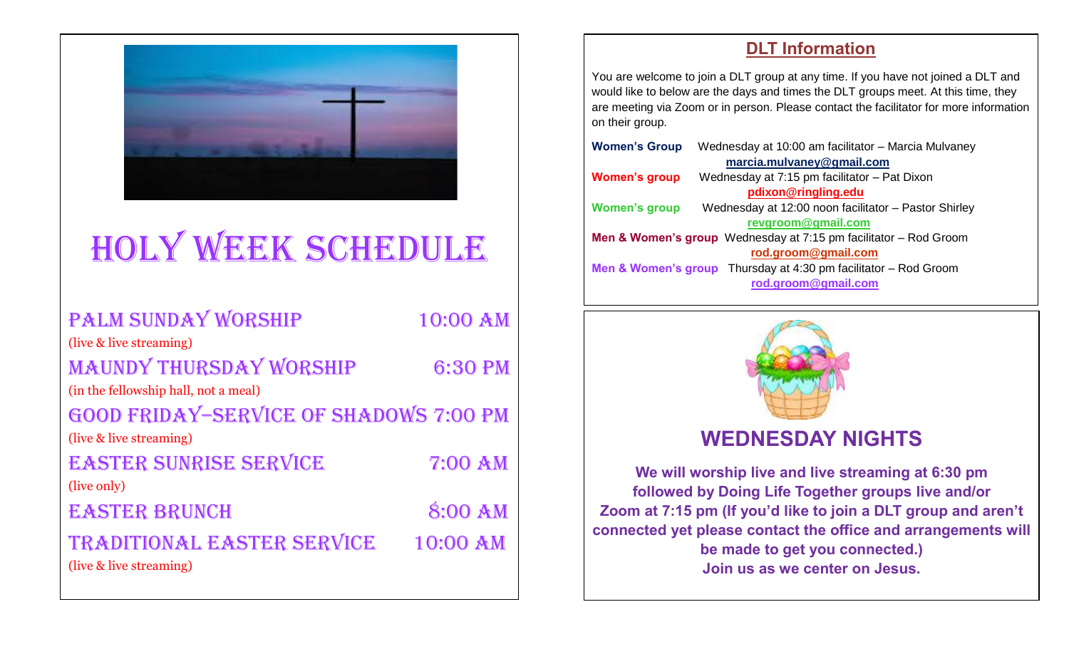# HOLY WEEK SCHEDULE

**PALM SUNDAY WORSHIP** 10:00 AM
(live & live streaming)

**MAUNDY THURSDAY WORSHIP** 6:30 PM
(in the fellowship hall, not a meal)

**GOOD FRIDAY–SERVICE OF SHADOWS** 7:00 PM
(live & live streaming)

**EASTER SUNRISE SERVICE** 7:00 AM
(live only)

**EASTER BRUNCH** 8:00 AM

**TRADITIONAL EASTER SERVICE** 10:00 AM
(live & live streaming)

## DLT Information

You are welcome to join a DLT group at any time. If you have not joined a DLT and would like to below are the days and times the DLT groups meet. At this time, they are meeting via Zoom or in person. Please contact the facilitator for more information on their group.

**Women's Group** Wednesday at 10:00 am facilitator – Marcia Mulvaney
**marcia.mulvaney@gmail.com**

**Women's group** Wednesday at 7:15 pm facilitator – Pat Dixon
**pdixon@ringling.edu**

**Women's group** Wednesday at 12:00 noon facilitator – Pastor Shirley
**revgroom@gmail.com**

**Men & Women's group** Wednesday at 7:15 pm facilitator – Rod Groom
**rod.groom@gmail.com**

**Men & Women's group** Thursday at 4:30 pm facilitator – Rod Groom
**rod.groom@gmail.com**

## WEDNESDAY NIGHTS

**We will worship live and live streaming at 6:30 pm followed by Doing Life Together groups live and/or Zoom at 7:15 pm (If you'd like to join a DLT group and aren't connected yet please contact the office and arrangements will be made to get you connected.)**
**Join us as we center on Jesus.**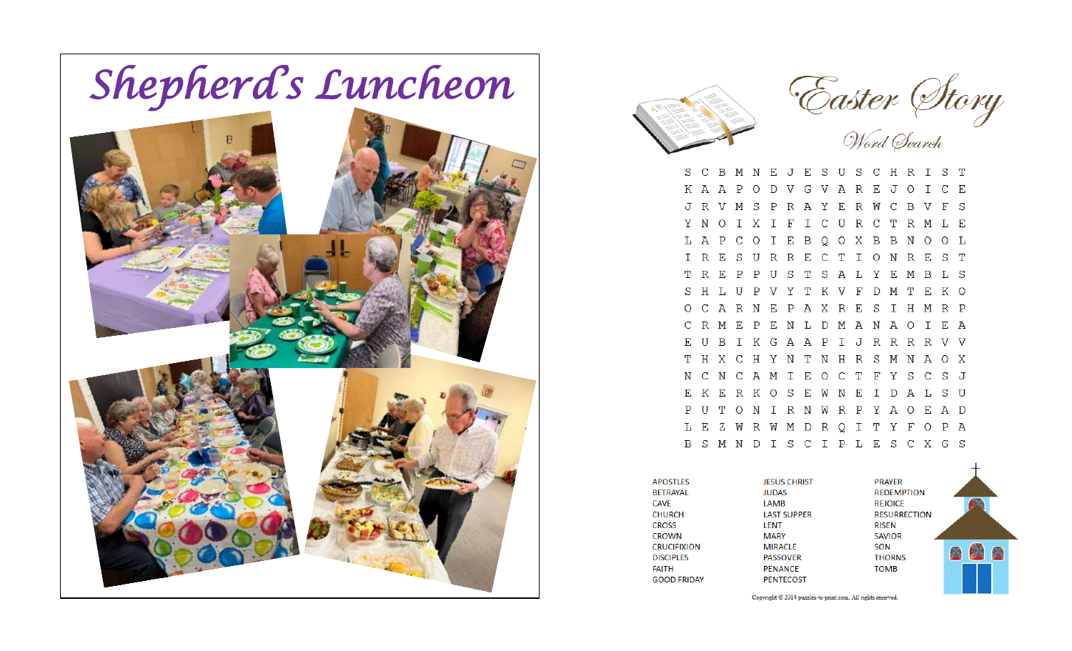# Shepherd's Luncheon

# Easter Story

## Word Search

```
S C B M N E J E S U S C H R I S T
K A A P O D V G V A R E J O I C E
J R V M S P R A Y E R W C B V F S
Y N O I X I F I C U R C T R M L E
L A P C O I E B Q O X B B N O O L
I R E S U R R E C T I O N R E S T
T R E P P U S T S A L Y E M B L S
S H L U P V Y T K V F D M T E K O
O C A R N E P A X R E S I H M R P
C R M E P E N L D M A N A O I E A
E U B I K G A A P I J R R R R V V
T H X C H Y N T N H R S M N A O X
N C N C A M I E O C T F Y S C S J
E K E R K O S E W N E I D A L S U
P U T O N I R N W R P Y A O E A D
L E Z W R W M D R Q I T Y F O P A
B S M N D I S C I P L E S C X G S
```

| | | |
|---|---|---|
| APOSTLES | JESUS CHRIST | PRAYER |
| BETRAYAL | JUDAS | REDEMPTION |
| CAVE | LAMB | REJOICE |
| CHURCH | LAST SUPPER | RESURRECTION |
| CROSS | LENT | RISEN |
| CROWN | MARY | SAVIOR |
| CRUCIFIXION | MIRACLE | SON |
| DISCIPLES | PASSOVER | THORNS |
| FAITH | PENANCE | TOMB |
| GOOD FRIDAY | PENTECOST | |

Copyright © 2014 puzzles-to-print.com. All rights reserved.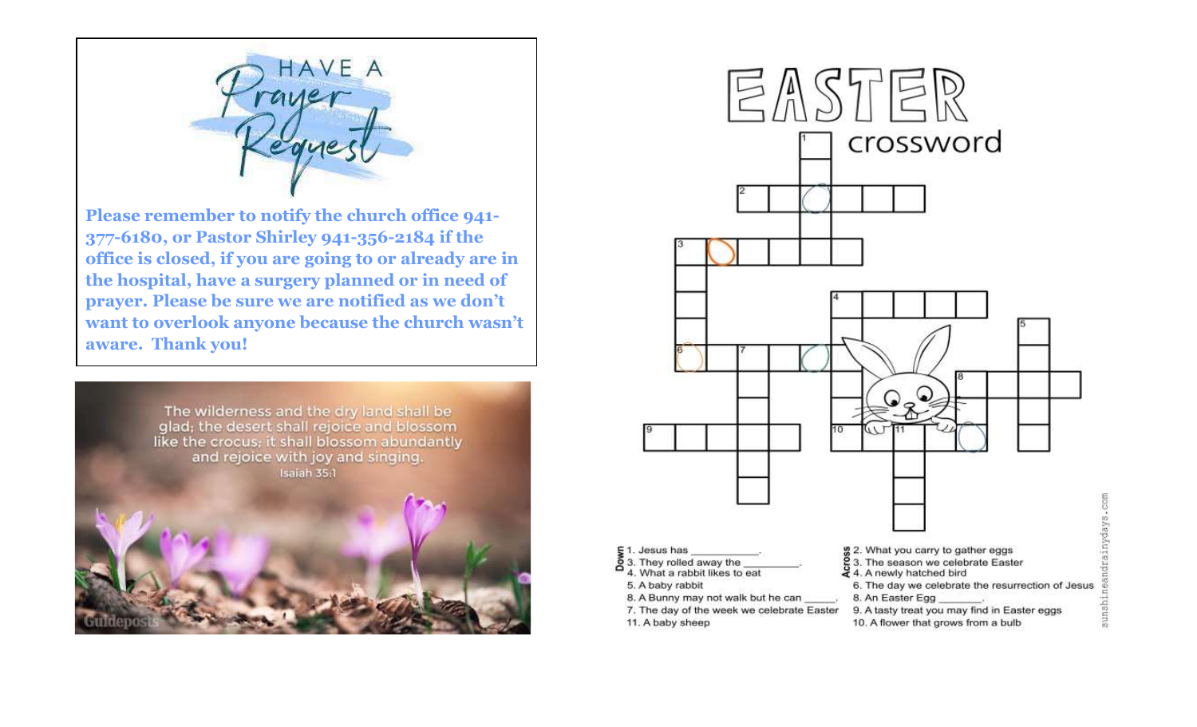## HAVE A Prayer Request

**Please remember to notify the church office 941-377-6180, or Pastor Shirley 941-356-2184 if the office is closed, if you are going to or already are in the hospital, have a surgery planned or in need of prayer. Please be sure we are notified as we don't want to overlook anyone because the church wasn't aware. Thank you!**

The wilderness and the dry land shall be glad; the desert shall rejoice and blossom like the crocus; it shall blossom abundantly and rejoice with joy and singing.
Isaiah 35:1

Guideposts

# EASTER crossword

**Down**

1. Jesus has ___________.
3. They rolled away the __________.
4. What a rabbit likes to eat
5. A baby rabbit
8. A Bunny may not walk but he can _____.
7. The day of the week we celebrate Easter
11. A baby sheep

**Across**

2. What you carry to gather eggs
3. The season we celebrate Easter
4. A newly hatched bird
6. The day we celebrate the resurrection of Jesus
8. An Easter Egg _______.
9. A tasty treat you may find in Easter eggs
10. A flower that grows from a bulb

sunshineandrainydays.com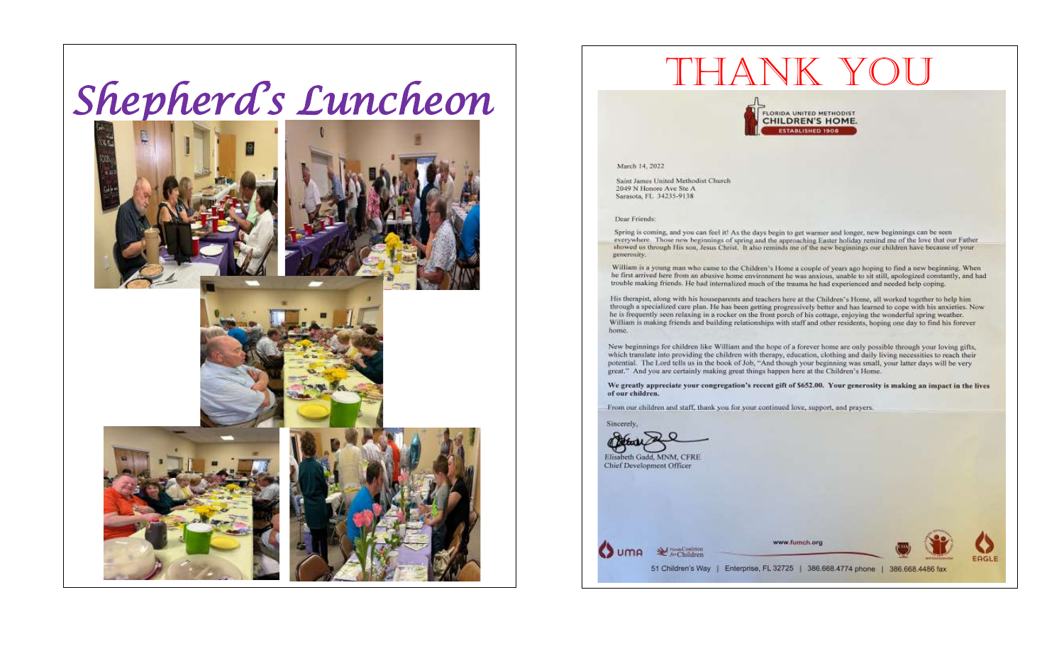# Shepherd's Luncheon

# THANK YOU

FLORIDA UNITED METHODIST CHILDREN'S HOME. ESTABLISHED 1908

March 14, 2022

Saint James United Methodist Church
2049 N Honore Ave Ste A
Sarasota, FL 34235-9138

Dear Friends:

Spring is coming, and you can feel it! As the days begin to get warmer and longer, new beginnings can be seen everywhere. Those new beginnings of spring and the approaching Easter holiday remind me of the love that our Father showed us through His son, Jesus Christ. It also reminds me of the new beginnings our children have because of your generosity.

William is a young man who came to the Children's Home a couple of years ago hoping to find a new beginning. When he first arrived here from an abusive home environment he was anxious, unable to sit still, apologized constantly, and had trouble making friends. He had internalized much of the trauma he had experienced and needed help coping.

His therapist, along with his houseparents and teachers here at the Children's Home, all worked together to help him through a specialized care plan. He has been getting progressively better and has learned to cope with his anxieties. Now he is frequently seen relaxing in a rocker on the front porch of his cottage, enjoying the wonderful spring weather. William is making friends and building relationships with staff and other residents, hoping one day to find his forever home.

New beginnings for children like William and the hope of a forever home are only possible through your loving gifts, which translate into providing the children with therapy, education, clothing and daily living necessities to reach their potential. The Lord tells us in the book of Job, "And though your beginning was small, your latter days will be very great." And you are certainly making great things happen here at the Children's Home.

**We greatly appreciate your congregation's recent gift of $652.00. Your generosity is making an impact in the lives of our children.**

From our children and staff, thank you for your continued love, support, and prayers.

Sincerely,

Elisabeth Gadd, MNM, CFRE
Chief Development Officer

www.fumch.org

51 Children's Way | Enterprise, FL 32725 | 386.668.4774 phone | 386.668.4486 fax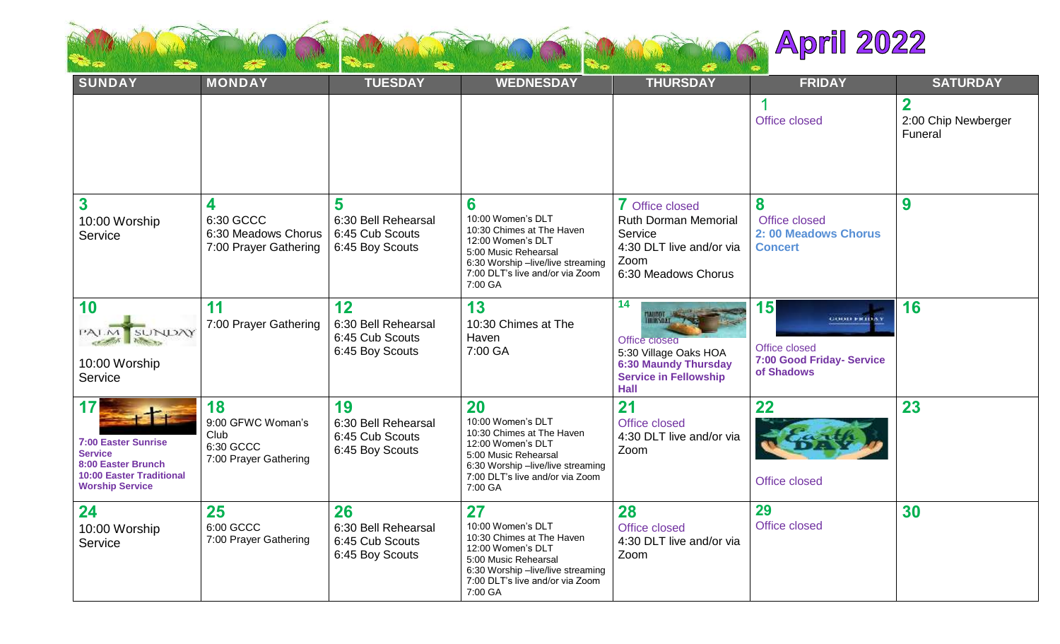# April 2022

| SUNDAY | MONDAY | TUESDAY | WEDNESDAY | THURSDAY | FRIDAY | SATURDAY |
|---|---|---|---|---|---|---|
| | | | | | 1<br>Office closed | 2<br>2:00 Chip Newberger Funeral |
| 3<br>10:00 Worship Service | 4<br>6:30 GCCC<br>6:30 Meadows Chorus<br>7:00 Prayer Gathering | 5<br>6:30 Bell Rehearsal<br>6:45 Cub Scouts<br>6:45 Boy Scouts | 6<br>10:00 Women's DLT<br>10:30 Chimes at The Haven<br>12:00 Women's DLT<br>5:00 Music Rehearsal<br>6:30 Worship –live/live streaming<br>7:00 DLT's live and/or via Zoom<br>7:00 GA | 7 Office closed<br>Ruth Dorman Memorial Service<br>4:30 DLT live and/or via Zoom<br>6:30 Meadows Chorus | 8<br>Office closed<br>**2: 00 Meadows Chorus Concert** | 9 |
| 10<br>PALM SUNDAY<br>10:00 Worship Service | 11<br>7:00 Prayer Gathering | 12<br>6:30 Bell Rehearsal<br>6:45 Cub Scouts<br>6:45 Boy Scouts | 13<br>10:30 Chimes at The Haven<br>7:00 GA | 14<br>MAUNDY THURSDAY<br>Office closed<br>5:30 Village Oaks HOA<br>**6:30 Maundy Thursday Service in Fellowship Hall** | 15<br>GOOD FRIDAY<br>Office closed<br>**7:00 Good Friday- Service of Shadows** | 16 |
| 17<br>**7:00 Easter Sunrise Service**<br>**8:00 Easter Brunch**<br>**10:00 Easter Traditional Worship Service** | 18<br>9:00 GFWC Woman's Club<br>6:30 GCCC<br>7:00 Prayer Gathering | 19<br>6:30 Bell Rehearsal<br>6:45 Cub Scouts<br>6:45 Boy Scouts | 20<br>10:00 Women's DLT<br>10:30 Chimes at The Haven<br>12:00 Women's DLT<br>5:00 Music Rehearsal<br>6:30 Worship –live/live streaming<br>7:00 DLT's live and/or via Zoom<br>7:00 GA | 21<br>Office closed<br>4:30 DLT live and/or via Zoom | 22<br>Earth DAY<br>Office closed | 23 |
| 24<br>10:00 Worship Service | 25<br>6:00 GCCC<br>7:00 Prayer Gathering | 26<br>6:30 Bell Rehearsal<br>6:45 Cub Scouts<br>6:45 Boy Scouts | 27<br>10:00 Women's DLT<br>10:30 Chimes at The Haven<br>12:00 Women's DLT<br>5:00 Music Rehearsal<br>6:30 Worship –live/live streaming<br>7:00 DLT's live and/or via Zoom<br>7:00 GA | 28<br>Office closed<br>4:30 DLT live and/or via Zoom | 29<br>Office closed | 30 |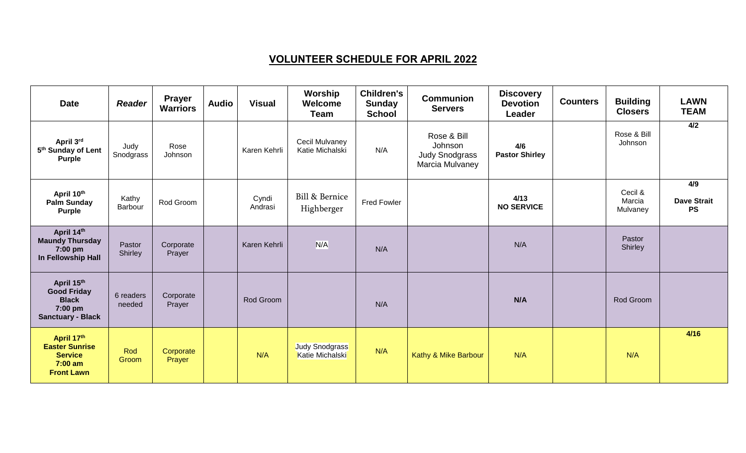## VOLUNTEER SCHEDULE FOR APRIL 2022

| Date | *Reader* | Prayer Warriors | Audio | Visual | Worship Welcome Team | Children's Sunday School | Communion Servers | Discovery Devotion Leader | Counters | Building Closers | LAWN TEAM |
|---|---|---|---|---|---|---|---|---|---|---|---|
| **April 3rd 5th Sunday of Lent Purple** | Judy Snodgrass | Rose Johnson | | Karen Kehrli | Cecil Mulvaney Katie Michalski | N/A | Rose & Bill Johnson Judy Snodgrass Marcia Mulvaney | **4/6 Pastor Shirley** | | Rose & Bill Johnson | **4/2** |
| **April 10th Palm Sunday Purple** | Kathy Barbour | Rod Groom | | Cyndi Andrasi | Bill & Bernice Highberger | Fred Fowler | | **4/13 NO SERVICE** | | Cecil & Marcia Mulvaney | **4/9 Dave Strait PS** |
| **April 14th Maundy Thursday 7:00 pm In Fellowship Hall** | Pastor Shirley | Corporate Prayer | | Karen Kehrli | N/A | N/A | | N/A | | Pastor Shirley | |
| **April 15th Good Friday Black 7:00 pm Sanctuary - Black** | 6 readers needed | Corporate Prayer | | Rod Groom | | N/A | | **N/A** | | Rod Groom | |
| **April 17th Easter Sunrise Service 7:00 am Front Lawn** | Rod Groom | Corporate Prayer | | N/A | Judy Snodgrass Katie Michalski | N/A | Kathy & Mike Barbour | N/A | | N/A | **4/16** |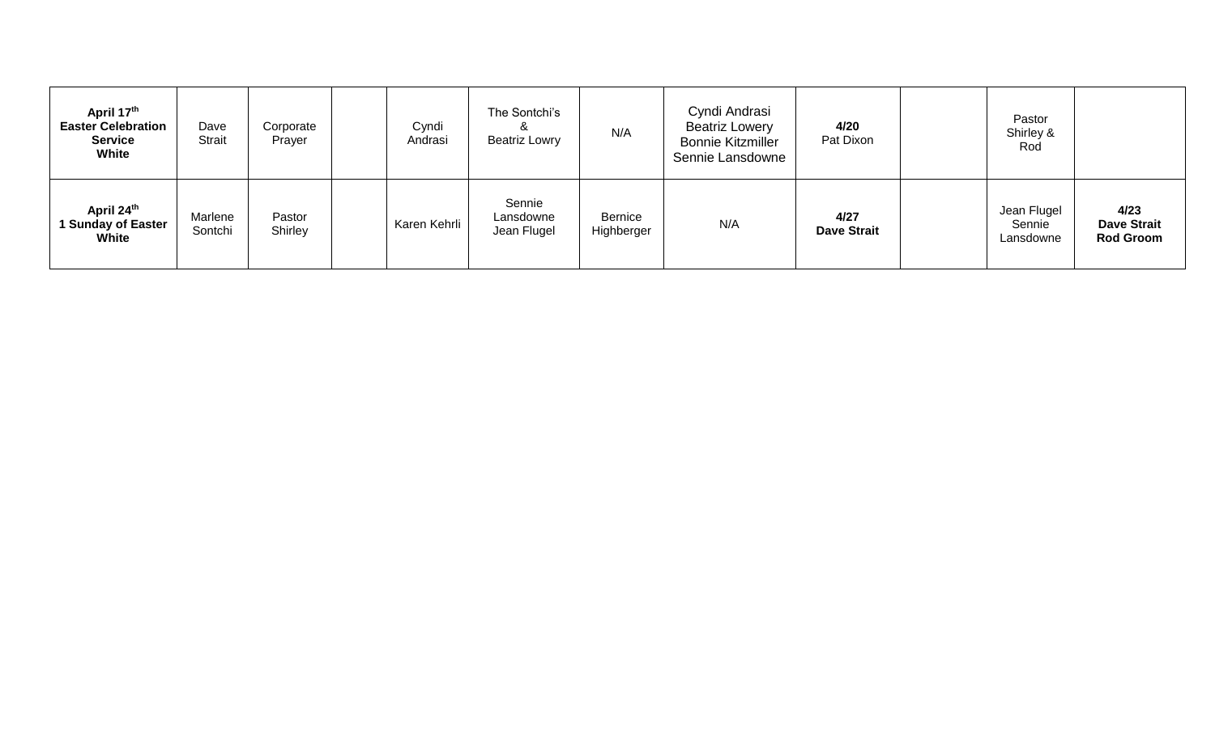| | | | | | | | | | | | |
|---|---|---|---|---|---|---|---|---|---|---|---|
| **April 17th Easter Celebration Service White** | Dave Strait | Corporate Prayer | | Cyndi Andrasi | The Sontchi's & Beatriz Lowry | N/A | Cyndi Andrasi Beatriz Lowery Bonnie Kitzmiller Sennie Lansdowne | **4/20** Pat Dixon | | Pastor Shirley & Rod | |
| **April 24th 1 Sunday of Easter White** | Marlene Sontchi | Pastor Shirley | | Karen Kehrli | Sennie Lansdowne Jean Flugel | Bernice Highberger | N/A | **4/27 Dave Strait** | | Jean Flugel Sennie Lansdowne | **4/23 Dave Strait Rod Groom** |